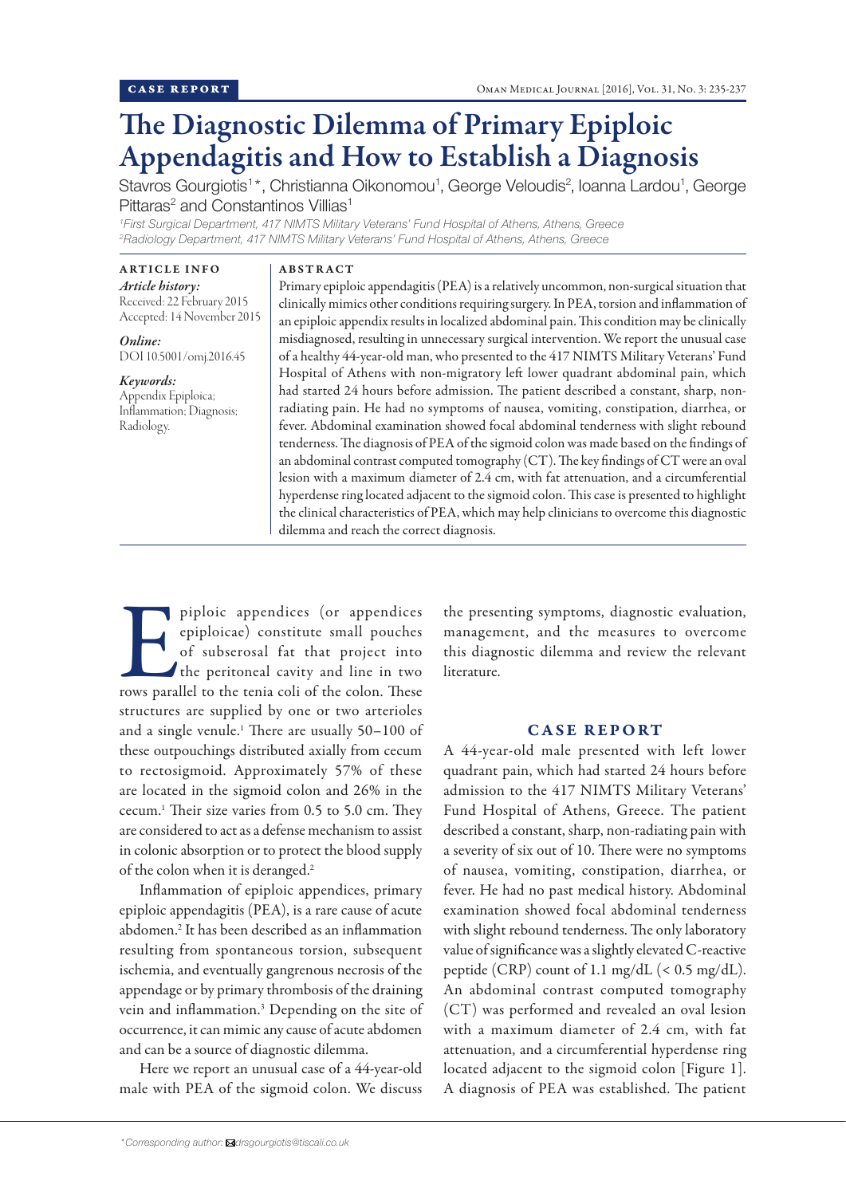CASE REPORT

# The Diagnostic Dilemma of Primary Epiploic Appendagitis and How to Establish a Diagnosis

Stavros Gourgiotis[1]*, Christianna Oikonomou[1], George Veloudis[2], Ioanna Lardou[1], George Pittaras[2] and Constantinos Villias[1]

[1]*First Surgical Department, 417 NIMTS Military Veterans' Fund Hospital of Athens, Athens, Greece*
[2]*Radiology Department, 417 NIMTS Military Veterans' Fund Hospital of Athens, Athens, Greece*

## ARTICLE INFO

*Article history:*
Received: 22 February 2015
Accepted: 14 November 2015

*Online:*
DOI 10.5001/omj.2016.45

*Keywords:*
Appendix Epiploica; Inflammation; Diagnosis; Radiology.

## ABSTRACT

Primary epiploic appendagitis (PEA) is a relatively uncommon, non-surgical situation that clinically mimics other conditions requiring surgery. In PEA, torsion and inflammation of an epiploic appendix results in localized abdominal pain. This condition may be clinically misdiagnosed, resulting in unnecessary surgical intervention. We report the unusual case of a healthy 44-year-old man, who presented to the 417 NIMTS Military Veterans' Fund Hospital of Athens with non-migratory left lower quadrant abdominal pain, which had started 24 hours before admission. The patient described a constant, sharp, non-radiating pain. He had no symptoms of nausea, vomiting, constipation, diarrhea, or fever. Abdominal examination showed focal abdominal tenderness with slight rebound tenderness. The diagnosis of PEA of the sigmoid colon was made based on the findings of an abdominal contrast computed tomography (CT). The key findings of CT were an oval lesion with a maximum diameter of 2.4 cm, with fat attenuation, and a circumferential hyperdense ring located adjacent to the sigmoid colon. This case is presented to highlight the clinical characteristics of PEA, which may help clinicians to overcome this diagnostic dilemma and reach the correct diagnosis.

Epiploic appendices (or appendices epiploicae) constitute small pouches of subserosal fat that project into the peritoneal cavity and line in two rows parallel to the tenia coli of the colon. These structures are supplied by one or two arterioles and a single venule.[1] There are usually 50–100 of these outpouchings distributed axially from cecum to rectosigmoid. Approximately 57% of these are located in the sigmoid colon and 26% in the cecum.[1] Their size varies from 0.5 to 5.0 cm. They are considered to act as a defense mechanism to assist in colonic absorption or to protect the blood supply of the colon when it is deranged.[2]

Inflammation of epiploic appendices, primary epiploic appendagitis (PEA), is a rare cause of acute abdomen.[2] It has been described as an inflammation resulting from spontaneous torsion, subsequent ischemia, and eventually gangrenous necrosis of the appendage or by primary thrombosis of the draining vein and inflammation.[3] Depending on the site of occurrence, it can mimic any cause of acute abdomen and can be a source of diagnostic dilemma.

Here we report an unusual case of a 44-year-old male with PEA of the sigmoid colon. We discuss the presenting symptoms, diagnostic evaluation, management, and the measures to overcome this diagnostic dilemma and review the relevant literature.

## CASE REPORT

A 44-year-old male presented with left lower quadrant pain, which had started 24 hours before admission to the 417 NIMTS Military Veterans' Fund Hospital of Athens, Greece. The patient described a constant, sharp, non-radiating pain with a severity of six out of 10. There were no symptoms of nausea, vomiting, constipation, diarrhea, or fever. He had no past medical history. Abdominal examination showed focal abdominal tenderness with slight rebound tenderness. The only laboratory value of significance was a slightly elevated C-reactive peptide (CRP) count of 1.1 mg/dL (< 0.5 mg/dL). An abdominal contrast computed tomography (CT) was performed and revealed an oval lesion with a maximum diameter of 2.4 cm, with fat attenuation, and a circumferential hyperdense ring located adjacent to the sigmoid colon [Figure 1]. A diagnosis of PEA was established. The patient

*Corresponding author: drsgourgiotis@tiscali.co.uk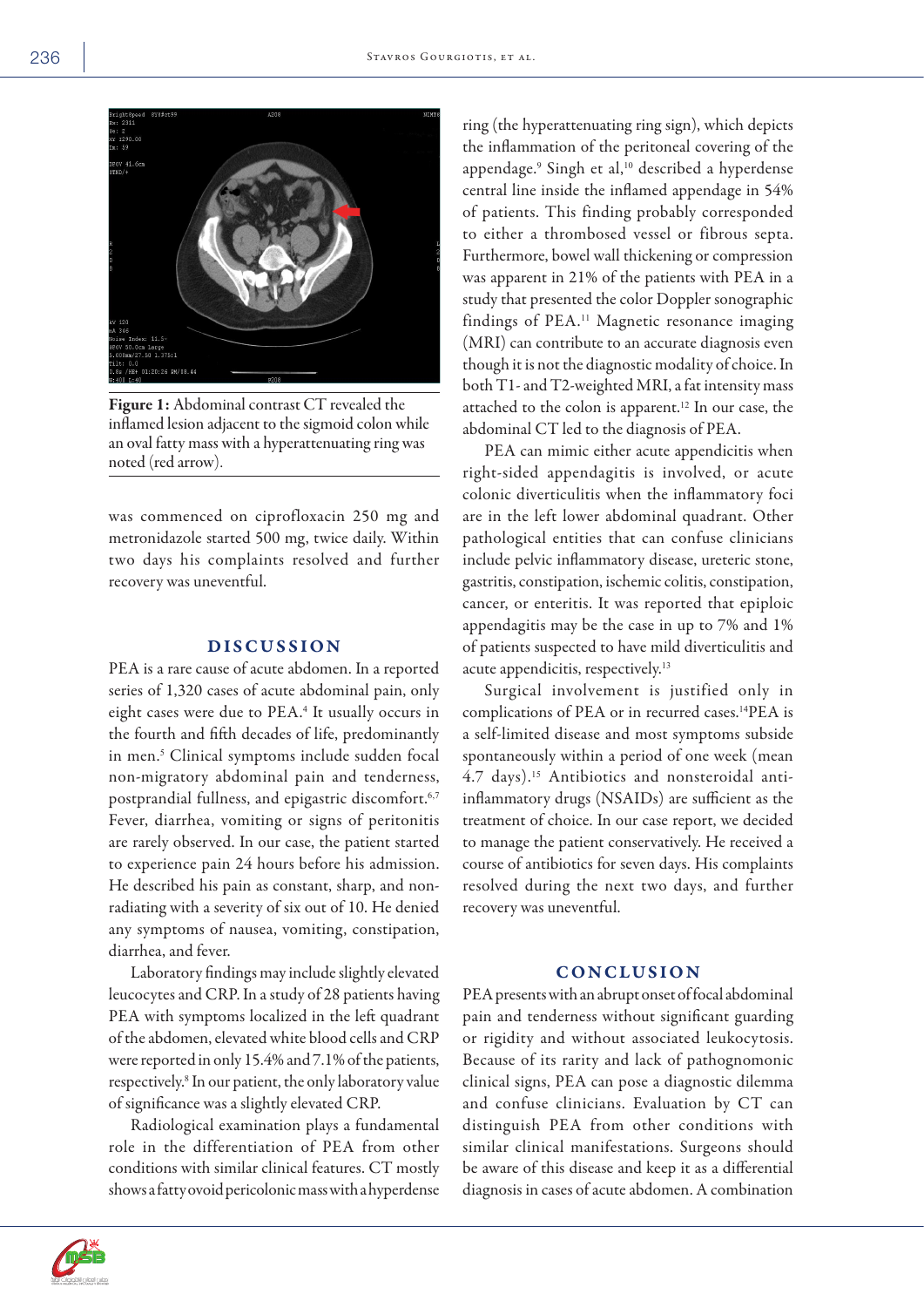Figure 1: Abdominal contrast CT revealed the inflamed lesion adjacent to the sigmoid colon while an oval fatty mass with a hyperattenuating ring was noted (red arrow).

was commenced on ciprofloxacin 250 mg and metronidazole started 500 mg, twice daily. Within two days his complaints resolved and further recovery was uneventful.

## DISCUSSION

PEA is a rare cause of acute abdomen. In a reported series of 1,320 cases of acute abdominal pain, only eight cases were due to PEA.[4] It usually occurs in the fourth and fifth decades of life, predominantly in men.[5] Clinical symptoms include sudden focal non-migratory abdominal pain and tenderness, postprandial fullness, and epigastric discomfort.[6,7] Fever, diarrhea, vomiting or signs of peritonitis are rarely observed. In our case, the patient started to experience pain 24 hours before his admission. He described his pain as constant, sharp, and non-radiating with a severity of six out of 10. He denied any symptoms of nausea, vomiting, constipation, diarrhea, and fever.

Laboratory findings may include slightly elevated leucocytes and CRP. In a study of 28 patients having PEA with symptoms localized in the left quadrant of the abdomen, elevated white blood cells and CRP were reported in only 15.4% and 7.1% of the patients, respectively.[8] In our patient, the only laboratory value of significance was a slightly elevated CRP.

Radiological examination plays a fundamental role in the differentiation of PEA from other conditions with similar clinical features. CT mostly shows a fatty ovoid pericolonic mass with a hyperdense ring (the hyperattenuating ring sign), which depicts the inflammation of the peritoneal covering of the appendage.[9] Singh et al,[10] described a hyperdense central line inside the inflamed appendage in 54% of patients. This finding probably corresponded to either a thrombosed vessel or fibrous septa. Furthermore, bowel wall thickening or compression was apparent in 21% of the patients with PEA in a study that presented the color Doppler sonographic findings of PEA.[11] Magnetic resonance imaging (MRI) can contribute to an accurate diagnosis even though it is not the diagnostic modality of choice. In both T1- and T2-weighted MRI, a fat intensity mass attached to the colon is apparent.[12] In our case, the abdominal CT led to the diagnosis of PEA.

PEA can mimic either acute appendicitis when right-sided appendagitis is involved, or acute colonic diverticulitis when the inflammatory foci are in the left lower abdominal quadrant. Other pathological entities that can confuse clinicians include pelvic inflammatory disease, ureteric stone, gastritis, constipation, ischemic colitis, constipation, cancer, or enteritis. It was reported that epiploic appendagitis may be the case in up to 7% and 1% of patients suspected to have mild diverticulitis and acute appendicitis, respectively.[13]

Surgical involvement is justified only in complications of PEA or in recurred cases.[14]PEA is a self-limited disease and most symptoms subside spontaneously within a period of one week (mean 4.7 days).[15] Antibiotics and nonsteroidal anti-inflammatory drugs (NSAIDs) are sufficient as the treatment of choice. In our case report, we decided to manage the patient conservatively. He received a course of antibiotics for seven days. His complaints resolved during the next two days, and further recovery was uneventful.

## CONCLUSION

PEA presents with an abrupt onset of focal abdominal pain and tenderness without significant guarding or rigidity and without associated leukocytosis. Because of its rarity and lack of pathognomonic clinical signs, PEA can pose a diagnostic dilemma and confuse clinicians. Evaluation by CT can distinguish PEA from other conditions with similar clinical manifestations. Surgeons should be aware of this disease and keep it as a differential diagnosis in cases of acute abdomen. A combination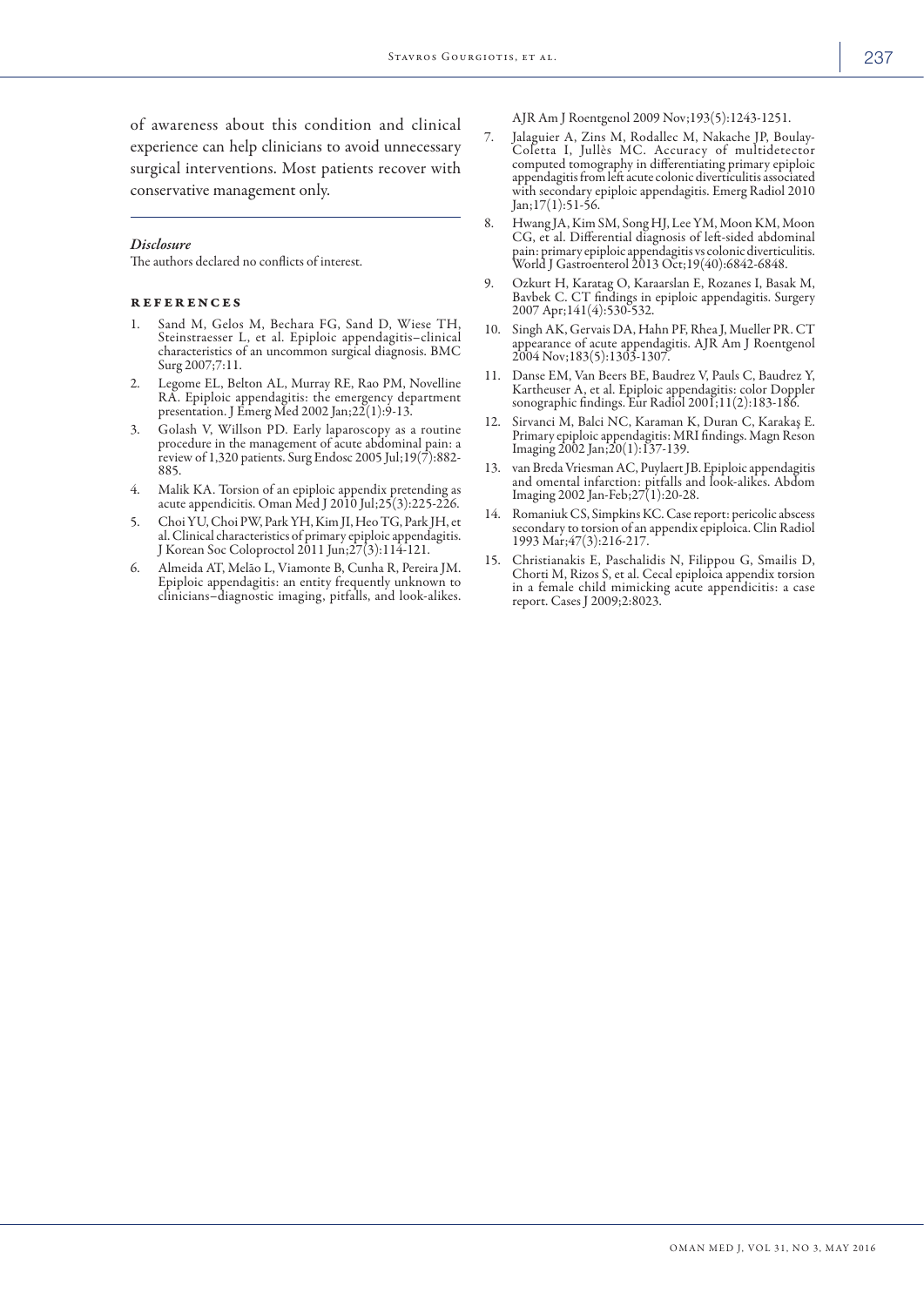of awareness about this condition and clinical experience can help clinicians to avoid unnecessary surgical interventions. Most patients recover with conservative management only.

### *Disclosure*

The authors declared no conflicts of interest.

### REFERENCES

1. Sand M, Gelos M, Bechara FG, Sand D, Wiese TH, Steinstraesser L, et al. Epiploic appendagitis–clinical characteristics of an uncommon surgical diagnosis. BMC Surg 2007;7:11.
2. Legome EL, Belton AL, Murray RE, Rao PM, Novelline RA. Epiploic appendagitis: the emergency department presentation. J Emerg Med 2002 Jan;22(1):9-13.
3. Golash V, Willson PD. Early laparoscopy as a routine procedure in the management of acute abdominal pain: a review of 1,320 patients. Surg Endosc 2005 Jul;19(7):882-885.
4. Malik KA. Torsion of an epiploic appendix pretending as acute appendicitis. Oman Med J 2010 Jul;25(3):225-226.
5. Choi YU, Choi PW, Park YH, Kim JI, Heo TG, Park JH, et al. Clinical characteristics of primary epiploic appendagitis. J Korean Soc Coloproctol 2011 Jun;27(3):114-121.
6. Almeida AT, Melão L, Viamonte B, Cunha R, Pereira JM. Epiploic appendagitis: an entity frequently unknown to clinicians–diagnostic imaging, pitfalls, and look-alikes. AJR Am J Roentgenol 2009 Nov;193(5):1243-1251.
7. Jalaguier A, Zins M, Rodallec M, Nakache JP, Boulay-Coletta I, Jullès MC. Accuracy of multidetector computed tomography in differentiating primary epiploic appendagitis from left acute colonic diverticulitis associated with secondary epiploic appendagitis. Emerg Radiol 2010 Jan;17(1):51-56.
8. Hwang JA, Kim SM, Song HJ, Lee YM, Moon KM, Moon CG, et al. Differential diagnosis of left-sided abdominal pain: primary epiploic appendagitis vs colonic diverticulitis. World J Gastroenterol 2013 Oct;19(40):6842-6848.
9. Ozkurt H, Karatag O, Karaarslan E, Rozanes I, Basak M, Bavbek C. CT findings in epiploic appendagitis. Surgery 2007 Apr;141(4):530-532.
10. Singh AK, Gervais DA, Hahn PF, Rhea J, Mueller PR. CT appearance of acute appendagitis. AJR Am J Roentgenol 2004 Nov;183(5):1303-1307.
11. Danse EM, Van Beers BE, Baudrez V, Pauls C, Baudrez Y, Kartheuser A, et al. Epiploic appendagitis: color Doppler sonographic findings. Eur Radiol 2001;11(2):183-186.
12. Sirvanci M, Balci NC, Karaman K, Duran C, Karakaş E. Primary epiploic appendagitis: MRI findings. Magn Reson Imaging 2002 Jan;20(1):137-139.
13. van Breda Vriesman AC, Puylaert JB. Epiploic appendagitis and omental infarction: pitfalls and look-alikes. Abdom Imaging 2002 Jan-Feb;27(1):20-28.
14. Romaniuk CS, Simpkins KC. Case report: pericolic abscess secondary to torsion of an appendix epiploica. Clin Radiol 1993 Mar;47(3):216-217.
15. Christianakis E, Paschalidis N, Filippou G, Smailis D, Chorti M, Rizos S, et al. Cecal epiploica appendix torsion in a female child mimicking acute appendicitis: a case report. Cases J 2009;2:8023.